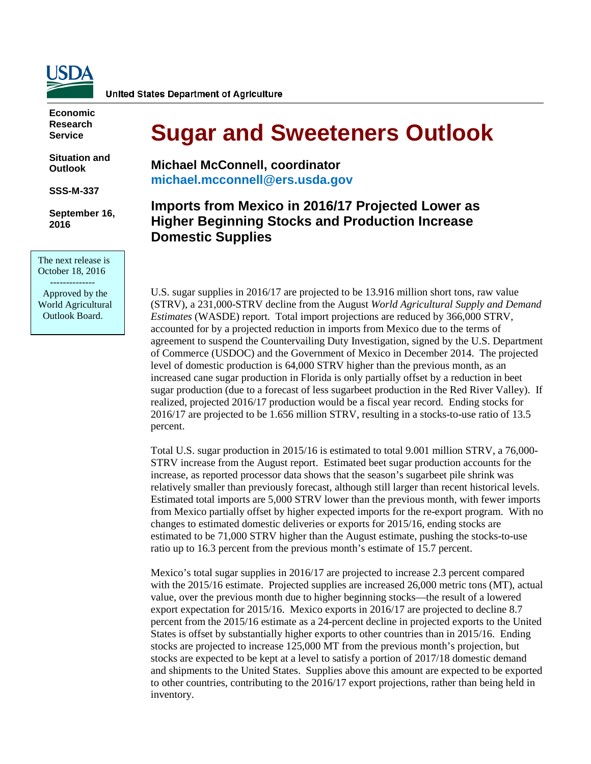United States Department of Agriculture

**Economic Research Service**

**Situation and Outlook**

**SSS-M-337**

**September 16, 2016**

The next release is October 18, 2016

--------------

Approved by the World Agricultural Outlook Board.

# Sugar and Sweeteners Outlook

**Michael McConnell, coordinator**
**michael.mcconnell@ers.usda.gov**

## Imports from Mexico in 2016/17 Projected Lower as Higher Beginning Stocks and Production Increase Domestic Supplies

U.S. sugar supplies in 2016/17 are projected to be 13.916 million short tons, raw value (STRV), a 231,000-STRV decline from the August *World Agricultural Supply and Demand Estimates* (WASDE) report. Total import projections are reduced by 366,000 STRV, accounted for by a projected reduction in imports from Mexico due to the terms of agreement to suspend the Countervailing Duty Investigation, signed by the U.S. Department of Commerce (USDOC) and the Government of Mexico in December 2014. The projected level of domestic production is 64,000 STRV higher than the previous month, as an increased cane sugar production in Florida is only partially offset by a reduction in beet sugar production (due to a forecast of less sugarbeet production in the Red River Valley). If realized, projected 2016/17 production would be a fiscal year record. Ending stocks for 2016/17 are projected to be 1.656 million STRV, resulting in a stocks-to-use ratio of 13.5 percent.

Total U.S. sugar production in 2015/16 is estimated to total 9.001 million STRV, a 76,000-STRV increase from the August report. Estimated beet sugar production accounts for the increase, as reported processor data shows that the season's sugarbeet pile shrink was relatively smaller than previously forecast, although still larger than recent historical levels. Estimated total imports are 5,000 STRV lower than the previous month, with fewer imports from Mexico partially offset by higher expected imports for the re-export program. With no changes to estimated domestic deliveries or exports for 2015/16, ending stocks are estimated to be 71,000 STRV higher than the August estimate, pushing the stocks-to-use ratio up to 16.3 percent from the previous month's estimate of 15.7 percent.

Mexico's total sugar supplies in 2016/17 are projected to increase 2.3 percent compared with the 2015/16 estimate. Projected supplies are increased 26,000 metric tons (MT), actual value, over the previous month due to higher beginning stocks—the result of a lowered export expectation for 2015/16. Mexico exports in 2016/17 are projected to decline 8.7 percent from the 2015/16 estimate as a 24-percent decline in projected exports to the United States is offset by substantially higher exports to other countries than in 2015/16. Ending stocks are projected to increase 125,000 MT from the previous month's projection, but stocks are expected to be kept at a level to satisfy a portion of 2017/18 domestic demand and shipments to the United States. Supplies above this amount are expected to be exported to other countries, contributing to the 2016/17 export projections, rather than being held in inventory.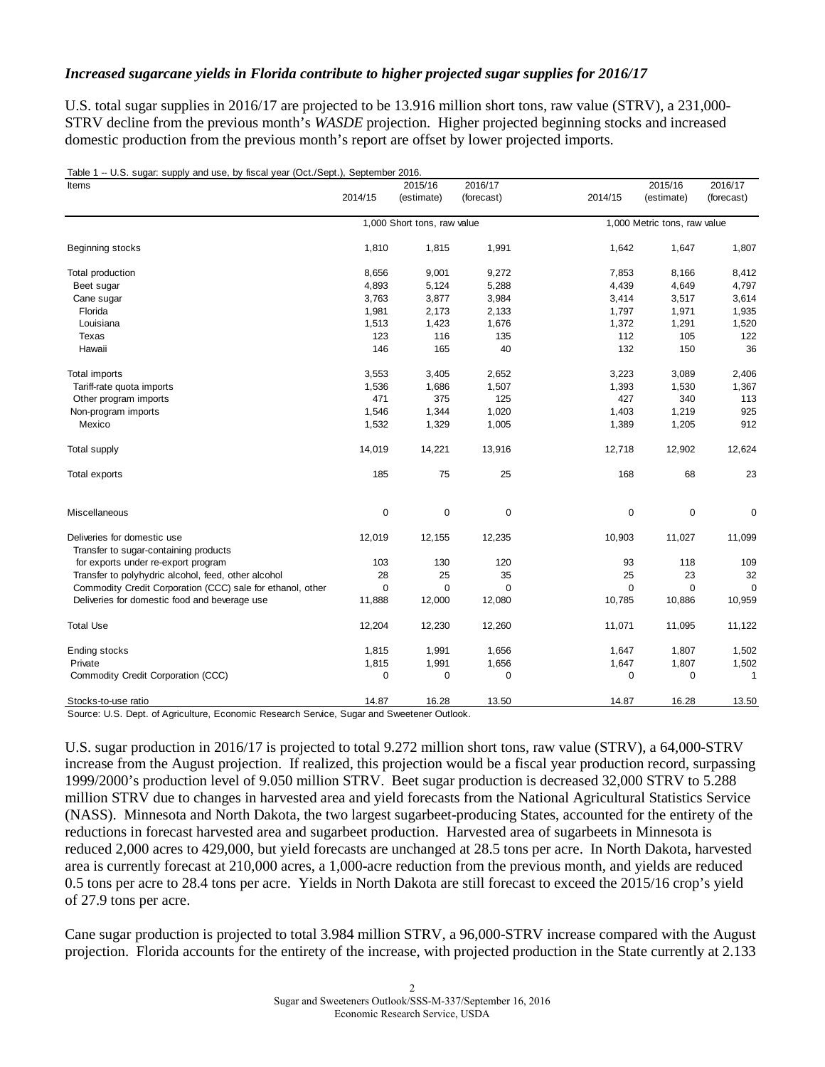### *Increased sugarcane yields in Florida contribute to higher projected sugar supplies for 2016/17*

U.S. total sugar supplies in 2016/17 are projected to be 13.916 million short tons, raw value (STRV), a 231,000-STRV decline from the previous month's *WASDE* projection. Higher projected beginning stocks and increased domestic production from the previous month's report are offset by lower projected imports.

Table 1 -- U.S. sugar: supply and use, by fiscal year (Oct./Sept.), September 2016.

| Items | 2014/15 | 2015/16 (estimate) | 2016/17 (forecast) | 2014/15 | 2015/16 (estimate) | 2016/17 (forecast) |
|---|---|---|---|---|---|---|
| | 1,000 Short tons, raw value | | | 1,000 Metric tons, raw value | | |
| Beginning stocks | 1,810 | 1,815 | 1,991 | 1,642 | 1,647 | 1,807 |
| Total production | 8,656 | 9,001 | 9,272 | 7,853 | 8,166 | 8,412 |
| Beet sugar | 4,893 | 5,124 | 5,288 | 4,439 | 4,649 | 4,797 |
| Cane sugar | 3,763 | 3,877 | 3,984 | 3,414 | 3,517 | 3,614 |
| Florida | 1,981 | 2,173 | 2,133 | 1,797 | 1,971 | 1,935 |
| Louisiana | 1,513 | 1,423 | 1,676 | 1,372 | 1,291 | 1,520 |
| Texas | 123 | 116 | 135 | 112 | 105 | 122 |
| Hawaii | 146 | 165 | 40 | 132 | 150 | 36 |
| Total imports | 3,553 | 3,405 | 2,652 | 3,223 | 3,089 | 2,406 |
| Tariff-rate quota imports | 1,536 | 1,686 | 1,507 | 1,393 | 1,530 | 1,367 |
| Other program imports | 471 | 375 | 125 | 427 | 340 | 113 |
| Non-program imports | 1,546 | 1,344 | 1,020 | 1,403 | 1,219 | 925 |
| Mexico | 1,532 | 1,329 | 1,005 | 1,389 | 1,205 | 912 |
| Total supply | 14,019 | 14,221 | 13,916 | 12,718 | 12,902 | 12,624 |
| Total exports | 185 | 75 | 25 | 168 | 68 | 23 |
| Miscellaneous | 0 | 0 | 0 | 0 | 0 | 0 |
| Deliveries for domestic use | 12,019 | 12,155 | 12,235 | 10,903 | 11,027 | 11,099 |
| Transfer to sugar-containing products for exports under re-export program | 103 | 130 | 120 | 93 | 118 | 109 |
| Transfer to polyhydric alcohol, feed, other alcohol | 28 | 25 | 35 | 25 | 23 | 32 |
| Commodity Credit Corporation (CCC) sale for ethanol, other | 0 | 0 | 0 | 0 | 0 | 0 |
| Deliveries for domestic food and beverage use | 11,888 | 12,000 | 12,080 | 10,785 | 10,886 | 10,959 |
| Total Use | 12,204 | 12,230 | 12,260 | 11,071 | 11,095 | 11,122 |
| Ending stocks | 1,815 | 1,991 | 1,656 | 1,647 | 1,807 | 1,502 |
| Private | 1,815 | 1,991 | 1,656 | 1,647 | 1,807 | 1,502 |
| Commodity Credit Corporation (CCC) | 0 | 0 | 0 | 0 | 0 | 1 |
| Stocks-to-use ratio | 14.87 | 16.28 | 13.50 | 14.87 | 16.28 | 13.50 |

Source: U.S. Dept. of Agriculture, Economic Research Service, Sugar and Sweetener Outlook.

U.S. sugar production in 2016/17 is projected to total 9.272 million short tons, raw value (STRV), a 64,000-STRV increase from the August projection. If realized, this projection would be a fiscal year production record, surpassing 1999/2000's production level of 9.050 million STRV. Beet sugar production is decreased 32,000 STRV to 5.288 million STRV due to changes in harvested area and yield forecasts from the National Agricultural Statistics Service (NASS). Minnesota and North Dakota, the two largest sugarbeet-producing States, accounted for the entirety of the reductions in forecast harvested area and sugarbeet production. Harvested area of sugarbeets in Minnesota is reduced 2,000 acres to 429,000, but yield forecasts are unchanged at 28.5 tons per acre. In North Dakota, harvested area is currently forecast at 210,000 acres, a 1,000-acre reduction from the previous month, and yields are reduced 0.5 tons per acre to 28.4 tons per acre. Yields in North Dakota are still forecast to exceed the 2015/16 crop's yield of 27.9 tons per acre.

Cane sugar production is projected to total 3.984 million STRV, a 96,000-STRV increase compared with the August projection. Florida accounts for the entirety of the increase, with projected production in the State currently at 2.133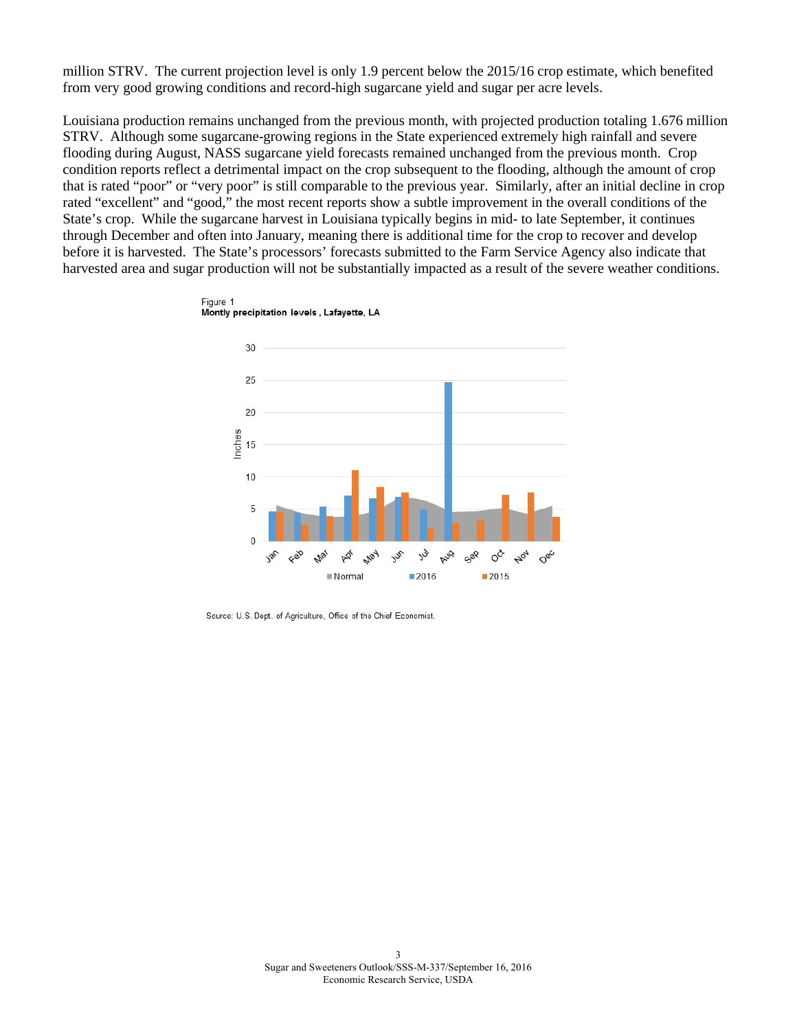million STRV. The current projection level is only 1.9 percent below the 2015/16 crop estimate, which benefited from very good growing conditions and record-high sugarcane yield and sugar per acre levels.

Louisiana production remains unchanged from the previous month, with projected production totaling 1.676 million STRV. Although some sugarcane-growing regions in the State experienced extremely high rainfall and severe flooding during August, NASS sugarcane yield forecasts remained unchanged from the previous month. Crop condition reports reflect a detrimental impact on the crop subsequent to the flooding, although the amount of crop that is rated "poor" or "very poor" is still comparable to the previous year. Similarly, after an initial decline in crop rated "excellent" and "good," the most recent reports show a subtle improvement in the overall conditions of the State's crop. While the sugarcane harvest in Louisiana typically begins in mid- to late September, it continues through December and often into January, meaning there is additional time for the crop to recover and develop before it is harvested. The State's processors' forecasts submitted to the Farm Service Agency also indicate that harvested area and sugar production will not be substantially impacted as a result of the severe weather conditions.

Figure 1
**Montly precipitation levels, Lafayette, LA**

Source: U.S. Dept. of Agriculture, Office of the Chief Economist.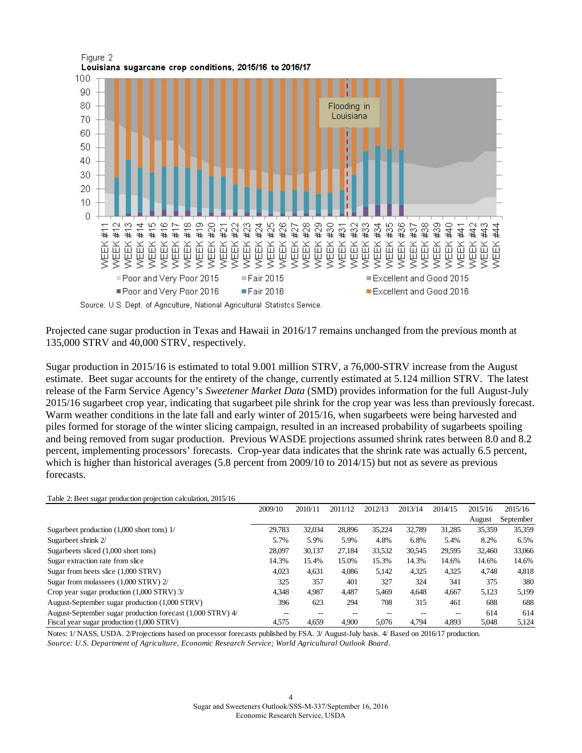Figure 2
**Louisiana sugarcane crop conditions, 2015/16 to 2016/17**

Source: U.S. Dept. of Agriculture, National Agricultural Statistcs Service.

Projected cane sugar production in Texas and Hawaii in 2016/17 remains unchanged from the previous month at 135,000 STRV and 40,000 STRV, respectively.

Sugar production in 2015/16 is estimated to total 9.001 million STRV, a 76,000-STRV increase from the August estimate. Beet sugar accounts for the entirety of the change, currently estimated at 5.124 million STRV. The latest release of the Farm Service Agency's *Sweetener Market Data* (SMD) provides information for the full August-July 2015/16 sugarbeet crop year, indicating that sugarbeet pile shrink for the crop year was less than previously forecast. Warm weather conditions in the late fall and early winter of 2015/16, when sugarbeets were being harvested and piles formed for storage of the winter slicing campaign, resulted in an increased probability of sugarbeets spoiling and being removed from sugar production. Previous WASDE projections assumed shrink rates between 8.0 and 8.2 percent, implementing processors' forecasts. Crop-year data indicates that the shrink rate was actually 6.5 percent, which is higher than historical averages (5.8 percent from 2009/10 to 2014/15) but not as severe as previous forecasts.

Table 2: Beet sugar production projection calculation, 2015/16

| | 2009/10 | 2010/11 | 2011/12 | 2012/13 | 2013/14 | 2014/15 | 2015/16 August | 2015/16 September |
|---|---|---|---|---|---|---|---|---|
| Sugarbeet production (1,000 short tons) 1/ | 29,783 | 32,034 | 28,896 | 35,224 | 32,789 | 31,285 | 35,359 | 35,359 |
| Sugarbeet shrink 2/ | 5.7% | 5.9% | 5.9% | 4.8% | 6.8% | 5.4% | 8.2% | 6.5% |
| Sugarbeets sliced (1,000 short tons) | 28,097 | 30,137 | 27,184 | 33,532 | 30,545 | 29,595 | 32,460 | 33,066 |
| Sugar extraction rate from slice | 14.3% | 15.4% | 15.0% | 15.3% | 14.3% | 14.6% | 14.6% | 14.6% |
| Sugar from beets slice (1,000 STRV) | 4,023 | 4,631 | 4,086 | 5,142 | 4,325 | 4,325 | 4,748 | 4,818 |
| Sugar from molassees (1,000 STRV) 2/ | 325 | 357 | 401 | 327 | 324 | 341 | 375 | 380 |
| Crop year sugar production (1,000 STRV) 3/ | 4,348 | 4,987 | 4,487 | 5,469 | 4,648 | 4,667 | 5,123 | 5,199 |
| August-September sugar production (1,000 STRV) | 396 | 623 | 294 | 708 | 315 | 461 | 688 | 688 |
| August-September sugar production forecast (1,000 STRV) 4/ | -- | -- | -- | -- | -- | -- | 614 | 614 |
| Fiscal year sugar production (1,000 STRV) | 4,575 | 4,659 | 4,900 | 5,076 | 4,794 | 4,893 | 5,048 | 5,124 |

Notes: 1/ NASS, USDA. 2/Projections based on processor forecasts published by FSA. 3/ August-July basis. 4/ Based on 2016/17 production.
*Source: U.S. Department of Agriculture, Economic Research Service; World Agricultural Outlook Board.*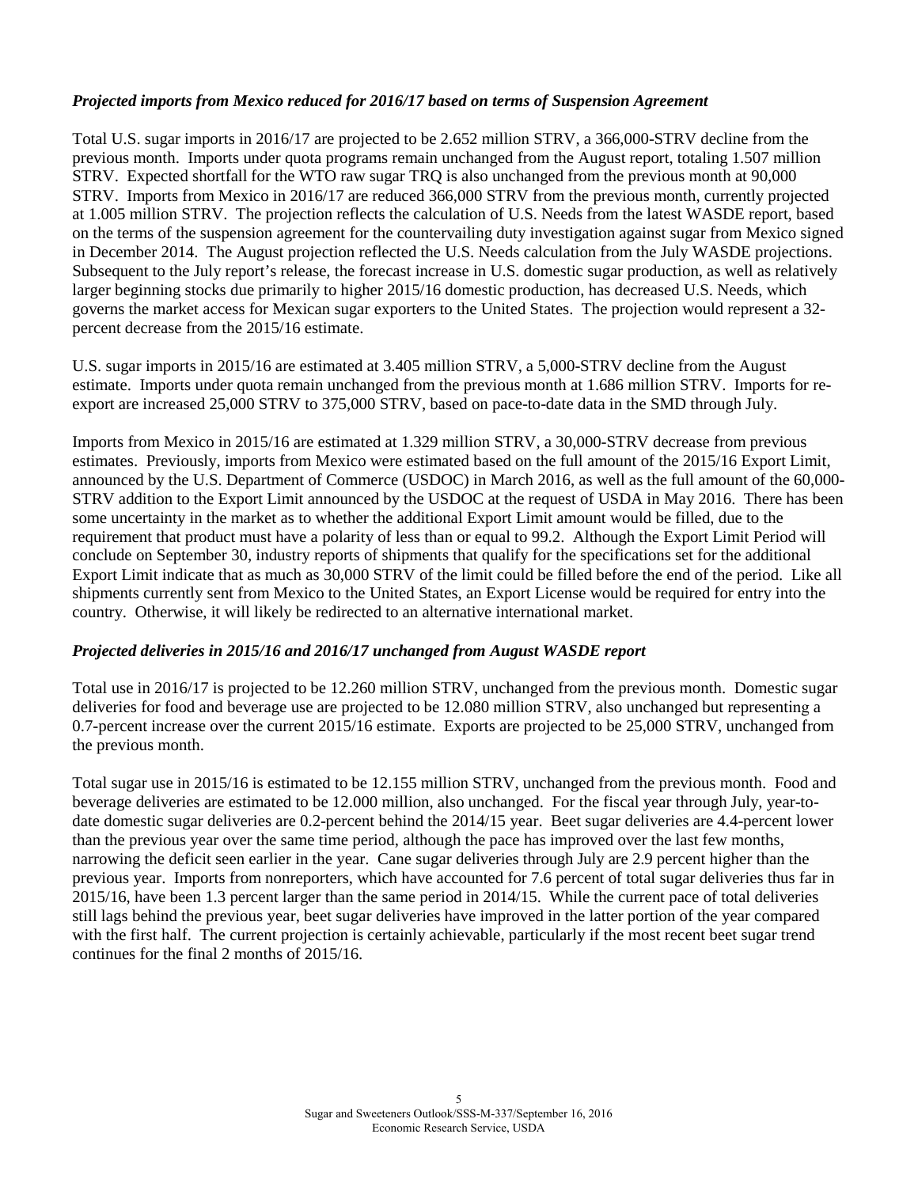***Projected imports from Mexico reduced for 2016/17 based on terms of Suspension Agreement***

Total U.S. sugar imports in 2016/17 are projected to be 2.652 million STRV, a 366,000-STRV decline from the previous month. Imports under quota programs remain unchanged from the August report, totaling 1.507 million STRV. Expected shortfall for the WTO raw sugar TRQ is also unchanged from the previous month at 90,000 STRV. Imports from Mexico in 2016/17 are reduced 366,000 STRV from the previous month, currently projected at 1.005 million STRV. The projection reflects the calculation of U.S. Needs from the latest WASDE report, based on the terms of the suspension agreement for the countervailing duty investigation against sugar from Mexico signed in December 2014. The August projection reflected the U.S. Needs calculation from the July WASDE projections. Subsequent to the July report's release, the forecast increase in U.S. domestic sugar production, as well as relatively larger beginning stocks due primarily to higher 2015/16 domestic production, has decreased U.S. Needs, which governs the market access for Mexican sugar exporters to the United States. The projection would represent a 32-percent decrease from the 2015/16 estimate.

U.S. sugar imports in 2015/16 are estimated at 3.405 million STRV, a 5,000-STRV decline from the August estimate. Imports under quota remain unchanged from the previous month at 1.686 million STRV. Imports for re-export are increased 25,000 STRV to 375,000 STRV, based on pace-to-date data in the SMD through July.

Imports from Mexico in 2015/16 are estimated at 1.329 million STRV, a 30,000-STRV decrease from previous estimates. Previously, imports from Mexico were estimated based on the full amount of the 2015/16 Export Limit, announced by the U.S. Department of Commerce (USDOC) in March 2016, as well as the full amount of the 60,000-STRV addition to the Export Limit announced by the USDOC at the request of USDA in May 2016. There has been some uncertainty in the market as to whether the additional Export Limit amount would be filled, due to the requirement that product must have a polarity of less than or equal to 99.2. Although the Export Limit Period will conclude on September 30, industry reports of shipments that qualify for the specifications set for the additional Export Limit indicate that as much as 30,000 STRV of the limit could be filled before the end of the period. Like all shipments currently sent from Mexico to the United States, an Export License would be required for entry into the country. Otherwise, it will likely be redirected to an alternative international market.

***Projected deliveries in 2015/16 and 2016/17 unchanged from August WASDE report***

Total use in 2016/17 is projected to be 12.260 million STRV, unchanged from the previous month. Domestic sugar deliveries for food and beverage use are projected to be 12.080 million STRV, also unchanged but representing a 0.7-percent increase over the current 2015/16 estimate. Exports are projected to be 25,000 STRV, unchanged from the previous month.

Total sugar use in 2015/16 is estimated to be 12.155 million STRV, unchanged from the previous month. Food and beverage deliveries are estimated to be 12.000 million, also unchanged. For the fiscal year through July, year-to-date domestic sugar deliveries are 0.2-percent behind the 2014/15 year. Beet sugar deliveries are 4.4-percent lower than the previous year over the same time period, although the pace has improved over the last few months, narrowing the deficit seen earlier in the year. Cane sugar deliveries through July are 2.9 percent higher than the previous year. Imports from nonreporters, which have accounted for 7.6 percent of total sugar deliveries thus far in 2015/16, have been 1.3 percent larger than the same period in 2014/15. While the current pace of total deliveries still lags behind the previous year, beet sugar deliveries have improved in the latter portion of the year compared with the first half. The current projection is certainly achievable, particularly if the most recent beet sugar trend continues for the final 2 months of 2015/16.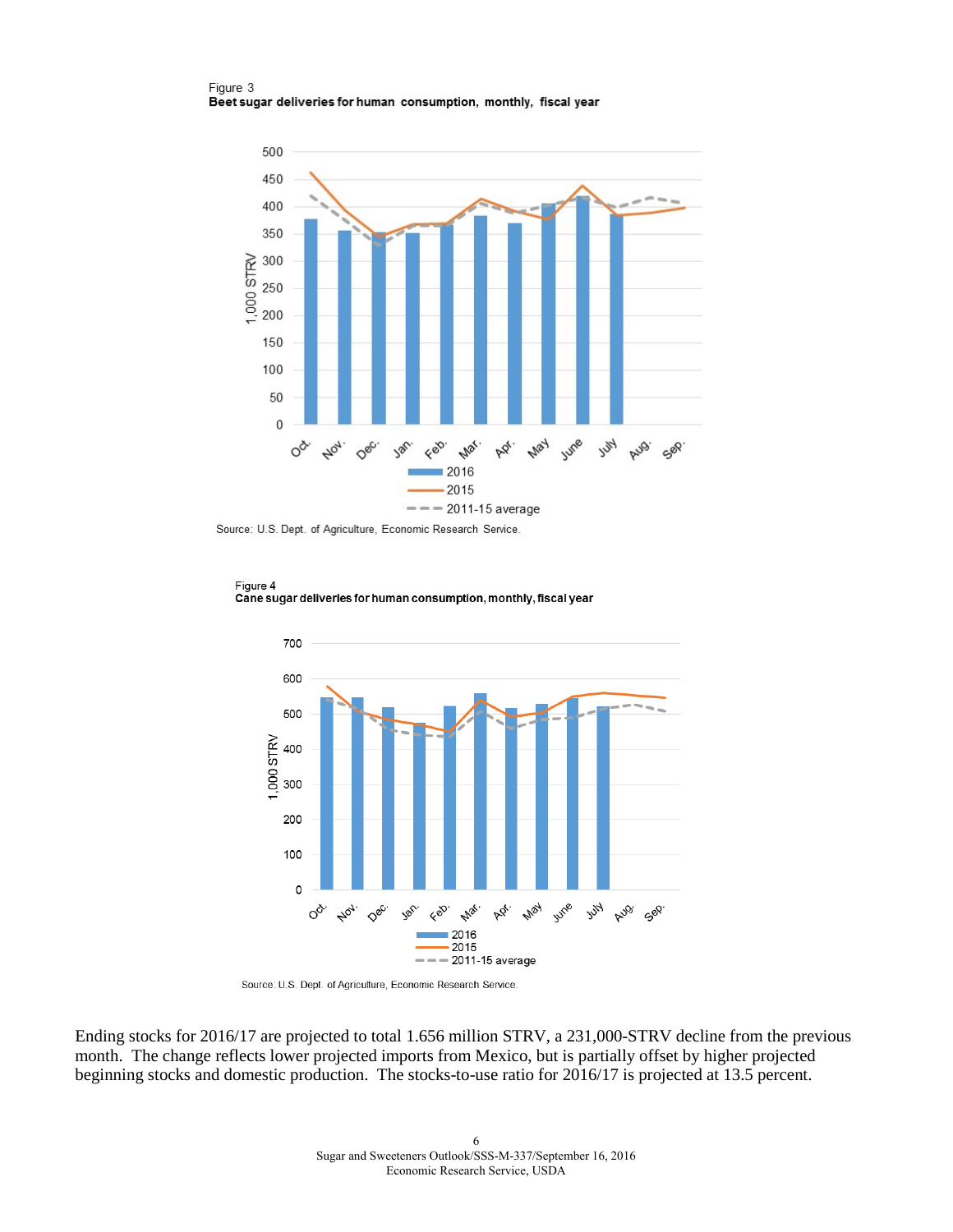Figure 3
**Beet sugar deliveries for human consumption, monthly, fiscal year**

Source: U.S. Dept. of Agriculture, Economic Research Service.

Figure 4
**Cane sugar deliveries for human consumption, monthly, fiscal year**

Source: U.S. Dept. of Agriculture, Economic Research Service.

Ending stocks for 2016/17 are projected to total 1.656 million STRV, a 231,000-STRV decline from the previous month. The change reflects lower projected imports from Mexico, but is partially offset by higher projected beginning stocks and domestic production. The stocks-to-use ratio for 2016/17 is projected at 13.5 percent.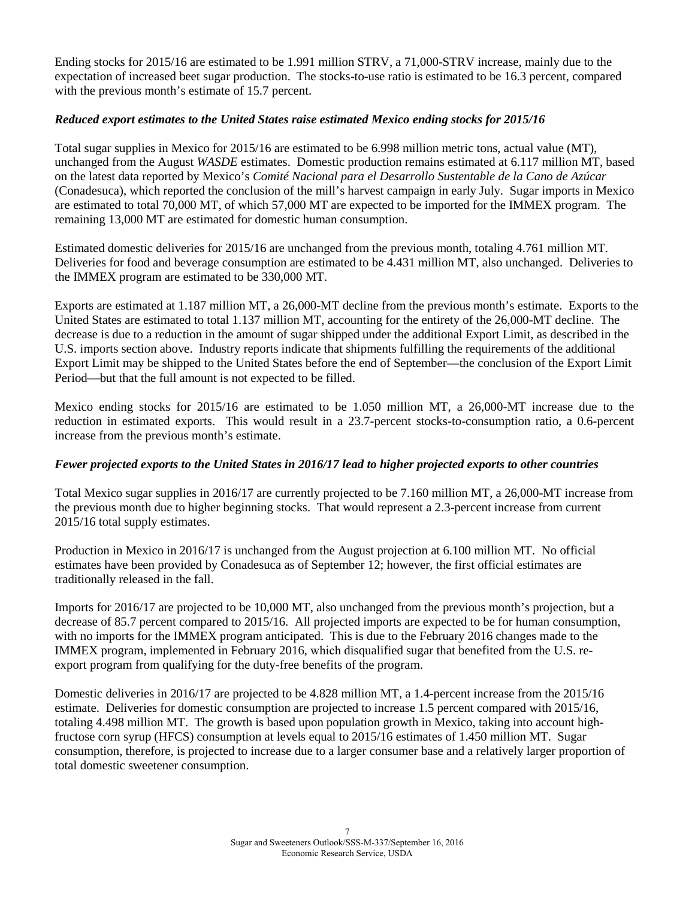Ending stocks for 2015/16 are estimated to be 1.991 million STRV, a 71,000-STRV increase, mainly due to the expectation of increased beet sugar production. The stocks-to-use ratio is estimated to be 16.3 percent, compared with the previous month's estimate of 15.7 percent.

### *Reduced export estimates to the United States raise estimated Mexico ending stocks for 2015/16*

Total sugar supplies in Mexico for 2015/16 are estimated to be 6.998 million metric tons, actual value (MT), unchanged from the August *WASDE* estimates. Domestic production remains estimated at 6.117 million MT, based on the latest data reported by Mexico's *Comité Nacional para el Desarrollo Sustentable de la Cano de Azúcar* (Conadesuca), which reported the conclusion of the mill's harvest campaign in early July. Sugar imports in Mexico are estimated to total 70,000 MT, of which 57,000 MT are expected to be imported for the IMMEX program. The remaining 13,000 MT are estimated for domestic human consumption.

Estimated domestic deliveries for 2015/16 are unchanged from the previous month, totaling 4.761 million MT. Deliveries for food and beverage consumption are estimated to be 4.431 million MT, also unchanged. Deliveries to the IMMEX program are estimated to be 330,000 MT.

Exports are estimated at 1.187 million MT, a 26,000-MT decline from the previous month's estimate. Exports to the United States are estimated to total 1.137 million MT, accounting for the entirety of the 26,000-MT decline. The decrease is due to a reduction in the amount of sugar shipped under the additional Export Limit, as described in the U.S. imports section above. Industry reports indicate that shipments fulfilling the requirements of the additional Export Limit may be shipped to the United States before the end of September—the conclusion of the Export Limit Period—but that the full amount is not expected to be filled.

Mexico ending stocks for 2015/16 are estimated to be 1.050 million MT, a 26,000-MT increase due to the reduction in estimated exports. This would result in a 23.7-percent stocks-to-consumption ratio, a 0.6-percent increase from the previous month's estimate.

### *Fewer projected exports to the United States in 2016/17 lead to higher projected exports to other countries*

Total Mexico sugar supplies in 2016/17 are currently projected to be 7.160 million MT, a 26,000-MT increase from the previous month due to higher beginning stocks. That would represent a 2.3-percent increase from current 2015/16 total supply estimates.

Production in Mexico in 2016/17 is unchanged from the August projection at 6.100 million MT. No official estimates have been provided by Conadesuca as of September 12; however, the first official estimates are traditionally released in the fall.

Imports for 2016/17 are projected to be 10,000 MT, also unchanged from the previous month's projection, but a decrease of 85.7 percent compared to 2015/16. All projected imports are expected to be for human consumption, with no imports for the IMMEX program anticipated. This is due to the February 2016 changes made to the IMMEX program, implemented in February 2016, which disqualified sugar that benefited from the U.S. re-export program from qualifying for the duty-free benefits of the program.

Domestic deliveries in 2016/17 are projected to be 4.828 million MT, a 1.4-percent increase from the 2015/16 estimate. Deliveries for domestic consumption are projected to increase 1.5 percent compared with 2015/16, totaling 4.498 million MT. The growth is based upon population growth in Mexico, taking into account high-fructose corn syrup (HFCS) consumption at levels equal to 2015/16 estimates of 1.450 million MT. Sugar consumption, therefore, is projected to increase due to a larger consumer base and a relatively larger proportion of total domestic sweetener consumption.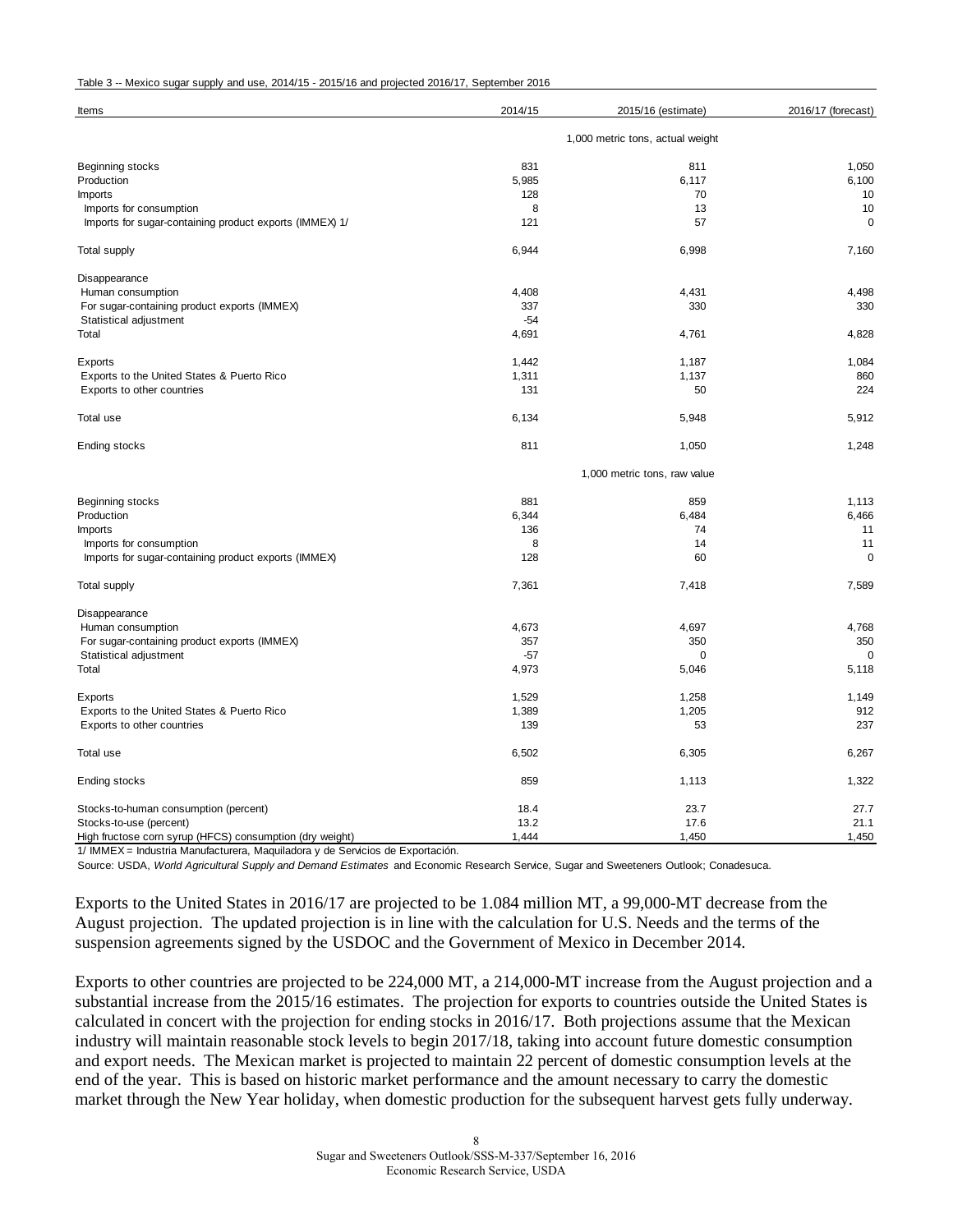Table 3 -- Mexico sugar supply and use, 2014/15 - 2015/16 and projected 2016/17, September 2016

| Items | 2014/15 | 2015/16 (estimate) | 2016/17 (forecast) |
|---|---|---|---|
| | | 1,000 metric tons, actual weight | |
| Beginning stocks | 831 | 811 | 1,050 |
| Production | 5,985 | 6,117 | 6,100 |
| Imports | 128 | 70 | 10 |
| Imports for consumption | 8 | 13 | 10 |
| Imports for sugar-containing product exports (IMMEX) 1/ | 121 | 57 | 0 |
| Total supply | 6,944 | 6,998 | 7,160 |
| Disappearance | | | |
| Human consumption | 4,408 | 4,431 | 4,498 |
| For sugar-containing product exports (IMMEX) | 337 | 330 | 330 |
| Statistical adjustment | -54 | | |
| Total | 4,691 | 4,761 | 4,828 |
| Exports | 1,442 | 1,187 | 1,084 |
| Exports to the United States & Puerto Rico | 1,311 | 1,137 | 860 |
| Exports to other countries | 131 | 50 | 224 |
| Total use | 6,134 | 5,948 | 5,912 |
| Ending stocks | 811 | 1,050 | 1,248 |
| | | 1,000 metric tons, raw value | |
| Beginning stocks | 881 | 859 | 1,113 |
| Production | 6,344 | 6,484 | 6,466 |
| Imports | 136 | 74 | 11 |
| Imports for consumption | 8 | 14 | 11 |
| Imports for sugar-containing product exports (IMMEX) | 128 | 60 | 0 |
| Total supply | 7,361 | 7,418 | 7,589 |
| Disappearance | | | |
| Human consumption | 4,673 | 4,697 | 4,768 |
| For sugar-containing product exports (IMMEX) | 357 | 350 | 350 |
| Statistical adjustment | -57 | 0 | 0 |
| Total | 4,973 | 5,046 | 5,118 |
| Exports | 1,529 | 1,258 | 1,149 |
| Exports to the United States & Puerto Rico | 1,389 | 1,205 | 912 |
| Exports to other countries | 139 | 53 | 237 |
| Total use | 6,502 | 6,305 | 6,267 |
| Ending stocks | 859 | 1,113 | 1,322 |
| Stocks-to-human consumption (percent) | 18.4 | 23.7 | 27.7 |
| Stocks-to-use (percent) | 13.2 | 17.6 | 21.1 |
| High fructose corn syrup (HFCS) consumption (dry weight) | 1,444 | 1,450 | 1,450 |

1/ IMMEX = Industria Manufacturera, Maquiladora y de Servicios de Exportación.

Source: USDA, *World Agricultural Supply and Demand Estimates* and Economic Research Service, Sugar and Sweeteners Outlook; Conadesuca.

Exports to the United States in 2016/17 are projected to be 1.084 million MT, a 99,000-MT decrease from the August projection. The updated projection is in line with the calculation for U.S. Needs and the terms of the suspension agreements signed by the USDOC and the Government of Mexico in December 2014.

Exports to other countries are projected to be 224,000 MT, a 214,000-MT increase from the August projection and a substantial increase from the 2015/16 estimates. The projection for exports to countries outside the United States is calculated in concert with the projection for ending stocks in 2016/17. Both projections assume that the Mexican industry will maintain reasonable stock levels to begin 2017/18, taking into account future domestic consumption and export needs. The Mexican market is projected to maintain 22 percent of domestic consumption levels at the end of the year. This is based on historic market performance and the amount necessary to carry the domestic market through the New Year holiday, when domestic production for the subsequent harvest gets fully underway.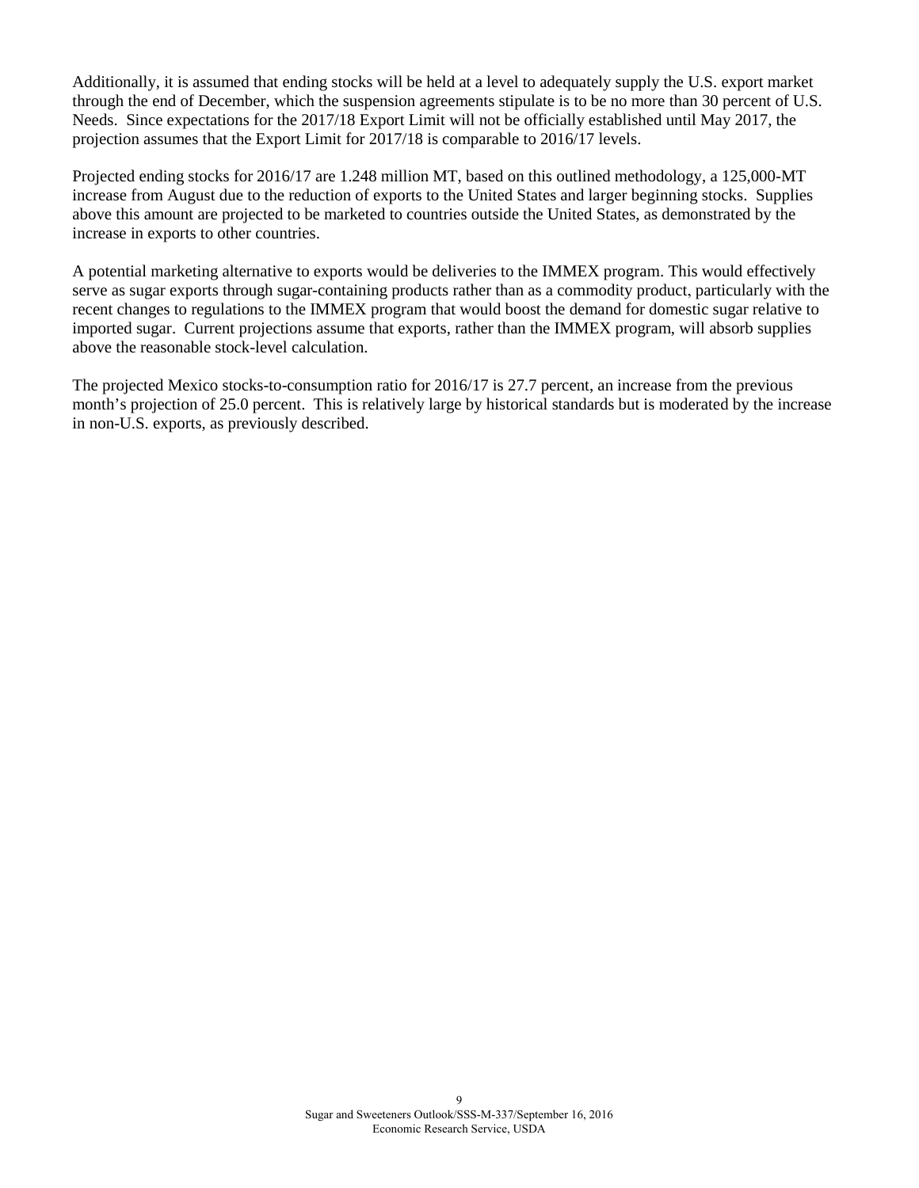Additionally, it is assumed that ending stocks will be held at a level to adequately supply the U.S. export market through the end of December, which the suspension agreements stipulate is to be no more than 30 percent of U.S. Needs. Since expectations for the 2017/18 Export Limit will not be officially established until May 2017, the projection assumes that the Export Limit for 2017/18 is comparable to 2016/17 levels.

Projected ending stocks for 2016/17 are 1.248 million MT, based on this outlined methodology, a 125,000-MT increase from August due to the reduction of exports to the United States and larger beginning stocks. Supplies above this amount are projected to be marketed to countries outside the United States, as demonstrated by the increase in exports to other countries.

A potential marketing alternative to exports would be deliveries to the IMMEX program. This would effectively serve as sugar exports through sugar-containing products rather than as a commodity product, particularly with the recent changes to regulations to the IMMEX program that would boost the demand for domestic sugar relative to imported sugar. Current projections assume that exports, rather than the IMMEX program, will absorb supplies above the reasonable stock-level calculation.

The projected Mexico stocks-to-consumption ratio for 2016/17 is 27.7 percent, an increase from the previous month's projection of 25.0 percent. This is relatively large by historical standards but is moderated by the increase in non-U.S. exports, as previously described.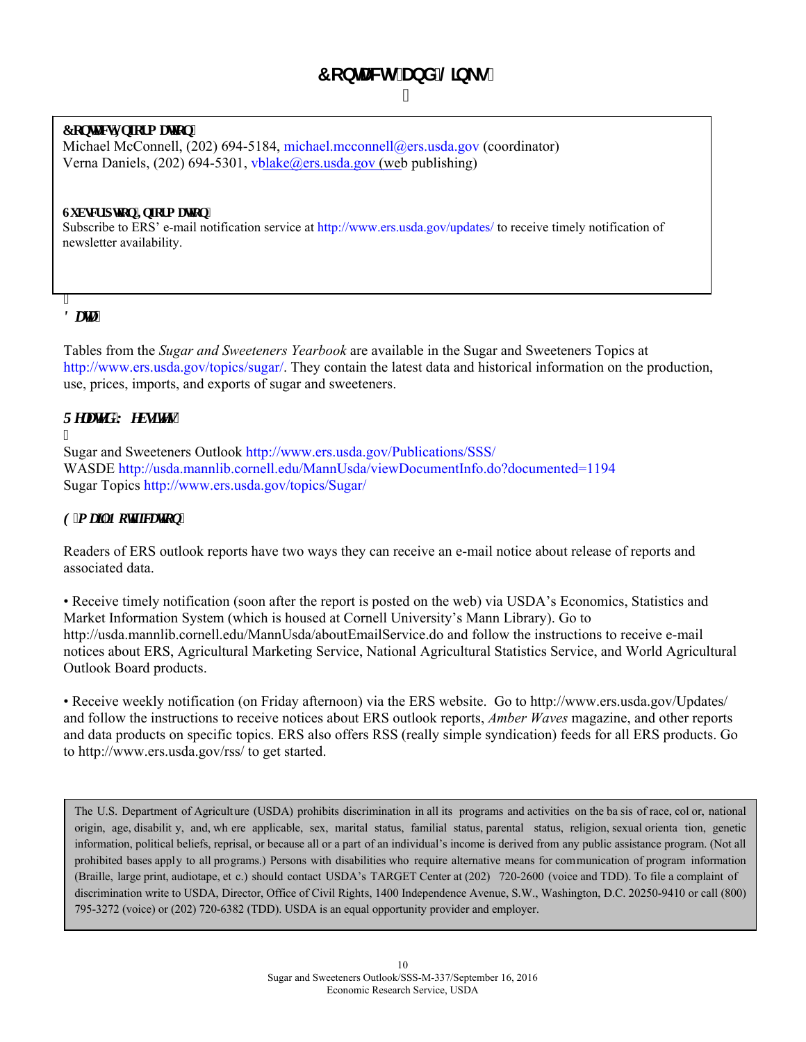# Contact and Links

**Contact Information**

Michael McConnell, (202) 694-5184, michael.mcconnell@ers.usda.gov (coordinator)
Verna Daniels, (202) 694-5301, vblake@ers.usda.gov (web publishing)

**Subscription Information**

Subscribe to ERS' e-mail notification service at http://www.ers.usda.gov/updates/ to receive timely notification of newsletter availability.

***Data***

Tables from the *Sugar and Sweeteners Yearbook* are available in the Sugar and Sweeteners Topics at http://www.ers.usda.gov/topics/sugar/. They contain the latest data and historical information on the production, use, prices, imports, and exports of sugar and sweeteners.

***Related Websites***

Sugar and Sweeteners Outlook http://www.ers.usda.gov/Publications/SSS/
WASDE http://usda.mannlib.cornell.edu/MannUsda/viewDocumentInfo.do?documented=1194
Sugar Topics http://www.ers.usda.gov/topics/Sugar/

***E-mail Notification***

Readers of ERS outlook reports have two ways they can receive an e-mail notice about release of reports and associated data.

• Receive timely notification (soon after the report is posted on the web) via USDA's Economics, Statistics and Market Information System (which is housed at Cornell University's Mann Library). Go to http://usda.mannlib.cornell.edu/MannUsda/aboutEmailService.do and follow the instructions to receive e-mail notices about ERS, Agricultural Marketing Service, National Agricultural Statistics Service, and World Agricultural Outlook Board products.

• Receive weekly notification (on Friday afternoon) via the ERS website. Go to http://www.ers.usda.gov/Updates/ and follow the instructions to receive notices about ERS outlook reports, *Amber Waves* magazine, and other reports and data products on specific topics. ERS also offers RSS (really simple syndication) feeds for all ERS products. Go to http://www.ers.usda.gov/rss/ to get started.

The U.S. Department of Agriculture (USDA) prohibits discrimination in all its programs and activities on the basis of race, color, national origin, age, disability, and, where applicable, sex, marital status, familial status, parental status, religion, sexual orientation, genetic information, political beliefs, reprisal, or because all or a part of an individual's income is derived from any public assistance program. (Not all prohibited bases apply to all programs.) Persons with disabilities who require alternative means for communication of program information (Braille, large print, audiotape, etc.) should contact USDA's TARGET Center at (202) 720-2600 (voice and TDD). To file a complaint of discrimination write to USDA, Director, Office of Civil Rights, 1400 Independence Avenue, S.W., Washington, D.C. 20250-9410 or call (800) 795-3272 (voice) or (202) 720-6382 (TDD). USDA is an equal opportunity provider and employer.